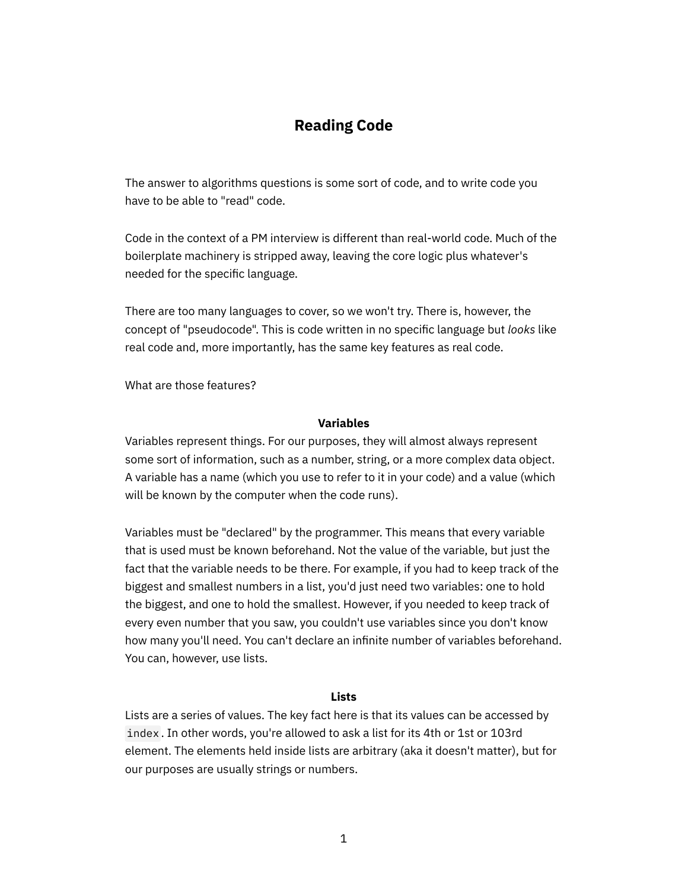# Reading Code

The answer to algorithms questions is some sort of code, and to write code you have to be able to "read" code.

Code in the context of a PM interview is different than real-world code. Much of the boilerplate machinery is stripped away, leaving the core logic plus whatever's needed for the specific language.

There are too many languages to cover, so we won't try. There is, however, the concept of "pseudocode". This is code written in no specific language but *looks* like real code and, more importantly, has the same key features as real code.

What are those features?

## Variables

Variables represent things. For our purposes, they will almost always represent some sort of information, such as a number, string, or a more complex data object. A variable has a name (which you use to refer to it in your code) and a value (which will be known by the computer when the code runs).

Variables must be "declared" by the programmer. This means that every variable that is used must be known beforehand. Not the value of the variable, but just the fact that the variable needs to be there. For example, if you had to keep track of the biggest and smallest numbers in a list, you'd just need two variables: one to hold the biggest, and one to hold the smallest. However, if you needed to keep track of every even number that you saw, you couldn't use variables since you don't know how many you'll need. You can't declare an infinite number of variables beforehand. You can, however, use lists.

## Lists

Lists are a series of values. The key fact here is that its values can be accessed by `index`. In other words, you're allowed to ask a list for its 4th or 1st or 103rd element. The elements held inside lists are arbitrary (aka it doesn't matter), but for our purposes are usually strings or numbers.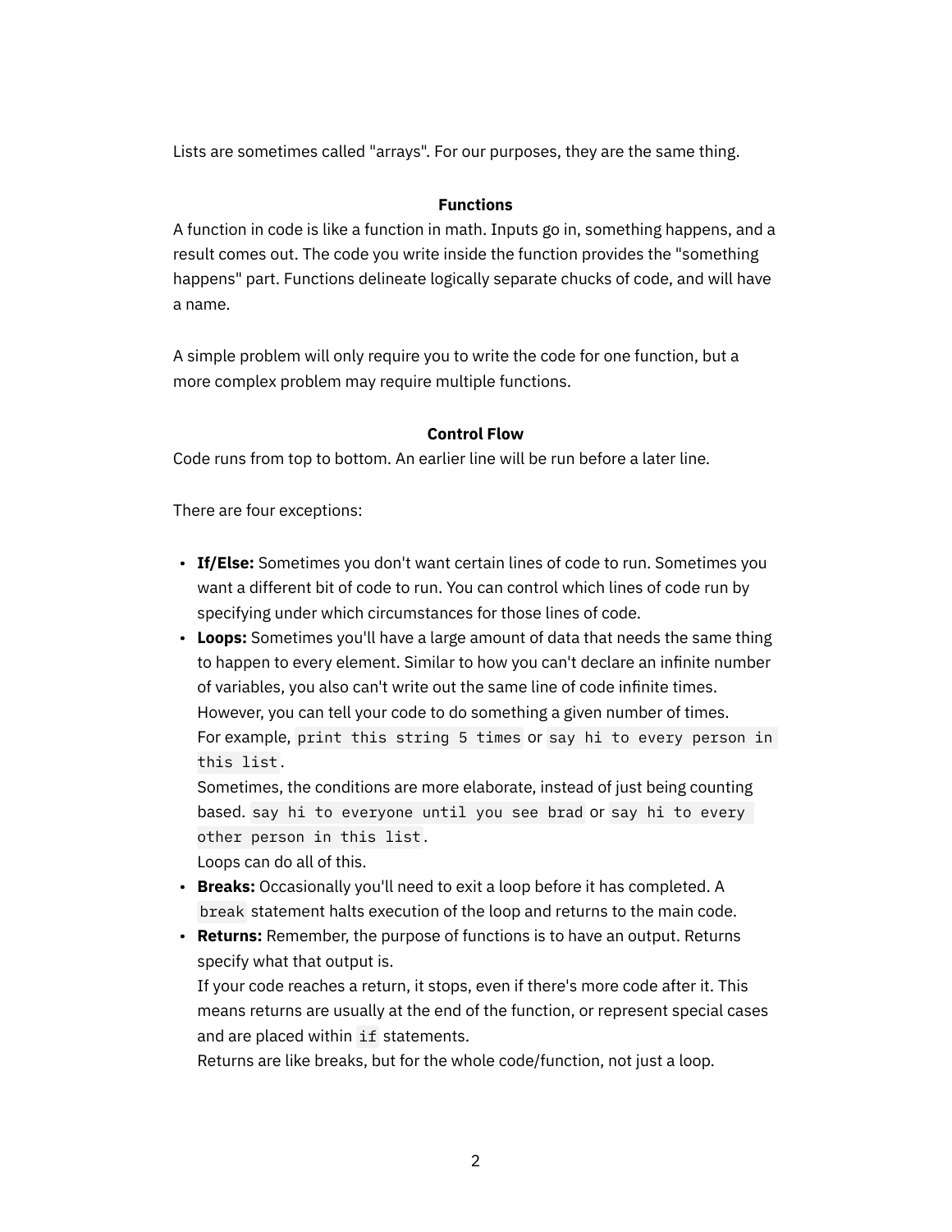Lists are sometimes called "arrays". For our purposes, they are the same thing.

### Functions

A function in code is like a function in math. Inputs go in, something happens, and a result comes out. The code you write inside the function provides the "something happens" part. Functions delineate logically separate chucks of code, and will have a name.

A simple problem will only require you to write the code for one function, but a more complex problem may require multiple functions.

### Control Flow

Code runs from top to bottom. An earlier line will be run before a later line.

There are four exceptions:

- **If/Else:** Sometimes you don't want certain lines of code to run. Sometimes you want a different bit of code to run. You can control which lines of code run by specifying under which circumstances for those lines of code.
- **Loops:** Sometimes you'll have a large amount of data that needs the same thing to happen to every element. Similar to how you can't declare an infinite number of variables, you also can't write out the same line of code infinite times. However, you can tell your code to do something a given number of times.
  For example, `print this string 5 times` or `say hi to every person in this list`.
  Sometimes, the conditions are more elaborate, instead of just being counting based. `say hi to everyone until you see brad` or `say hi to every other person in this list`.
  Loops can do all of this.
- **Breaks:** Occasionally you'll need to exit a loop before it has completed. A `break` statement halts execution of the loop and returns to the main code.
- **Returns:** Remember, the purpose of functions is to have an output. Returns specify what that output is.
  If your code reaches a return, it stops, even if there's more code after it. This means returns are usually at the end of the function, or represent special cases and are placed within `if` statements.
  Returns are like breaks, but for the whole code/function, not just a loop.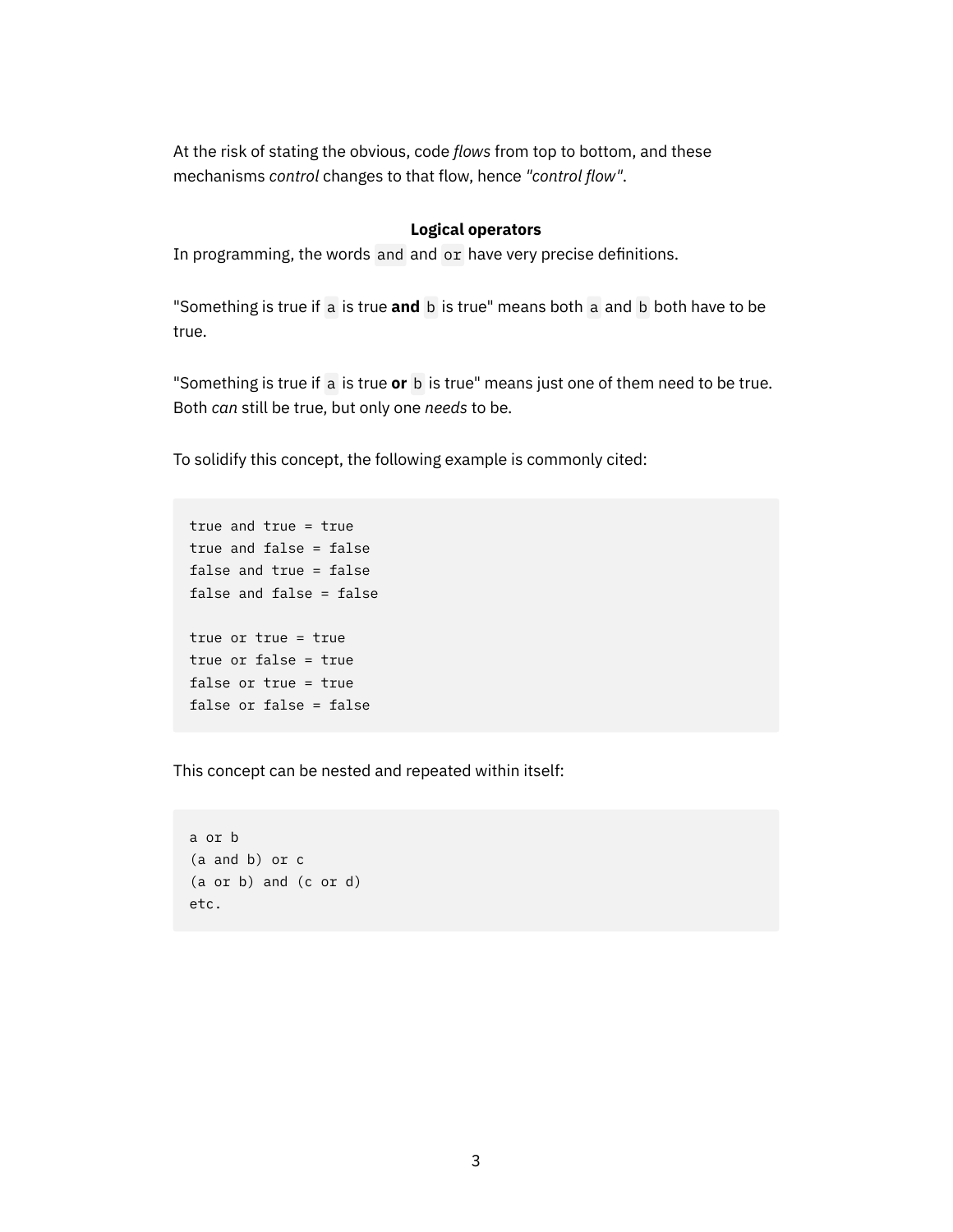At the risk of stating the obvious, code *flows* from top to bottom, and these mechanisms *control* changes to that flow, hence *"control flow"*.

### Logical operators

In programming, the words `and` and `or` have very precise definitions.

"Something is true if `a` is true **and** `b` is true" means both `a` and `b` both have to be true.

"Something is true if `a` is true **or** `b` is true" means just one of them need to be true. Both *can* still be true, but only one *needs* to be.

To solidify this concept, the following example is commonly cited:

```
true and true = true
true and false = false
false and true = false
false and false = false

true or true = true
true or false = true
false or true = true
false or false = false
```

This concept can be nested and repeated within itself:

```
a or b
(a and b) or c
(a or b) and (c or d)
etc.
```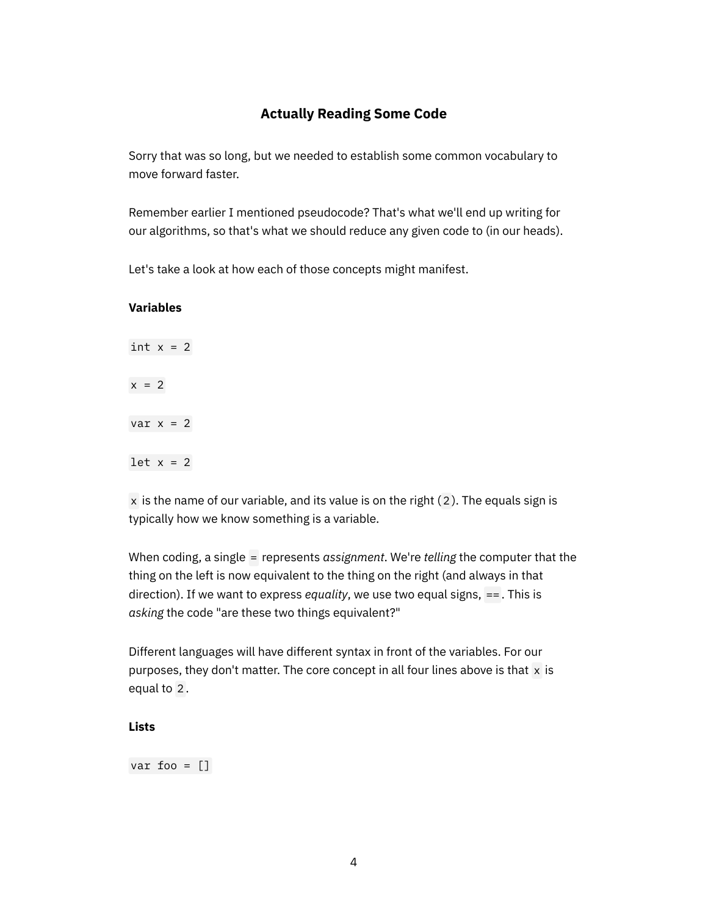### Actually Reading Some Code

Sorry that was so long, but we needed to establish some common vocabulary to move forward faster.

Remember earlier I mentioned pseudocode? That's what we'll end up writing for our algorithms, so that's what we should reduce any given code to (in our heads).

Let's take a look at how each of those concepts might manifest.

**Variables**

`int x = 2`

`x = 2`

`var x = 2`

`let x = 2`

`x` is the name of our variable, and its value is on the right (`2`). The equals sign is typically how we know something is a variable.

When coding, a single `=` represents *assignment*. We're *telling* the computer that the thing on the left is now equivalent to the thing on the right (and always in that direction). If we want to express *equality*, we use two equal signs, `==`. This is *asking* the code "are these two things equivalent?"

Different languages will have different syntax in front of the variables. For our purposes, they don't matter. The core concept in all four lines above is that `x` is equal to `2`.

**Lists**

`var foo = []`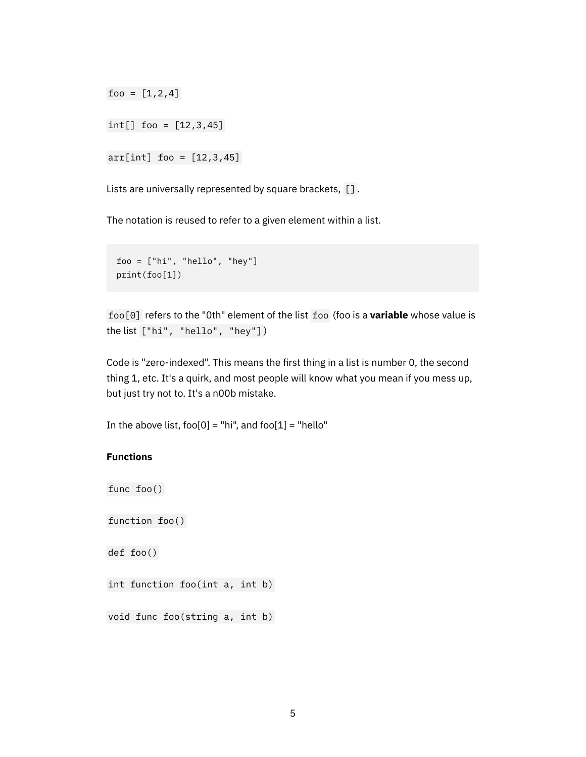`foo = [1,2,4]`

`int[] foo = [12,3,45]`

`arr[int] foo = [12,3,45]`

Lists are universally represented by square brackets, `[]`.

The notation is reused to refer to a given element within a list.

```
foo = ["hi", "hello", "hey"]
print(foo[1])
```

`foo[0]` refers to the "0th" element of the list `foo` (foo is a **variable** whose value is the list `["hi", "hello", "hey"]`)

Code is "zero-indexed". This means the first thing in a list is number 0, the second thing 1, etc. It's a quirk, and most people will know what you mean if you mess up, but just try not to. It's a n00b mistake.

In the above list, foo[0] = "hi", and foo[1] = "hello"

**Functions**

`func foo()`

`function foo()`

`def foo()`

`int function foo(int a, int b)`

`void func foo(string a, int b)`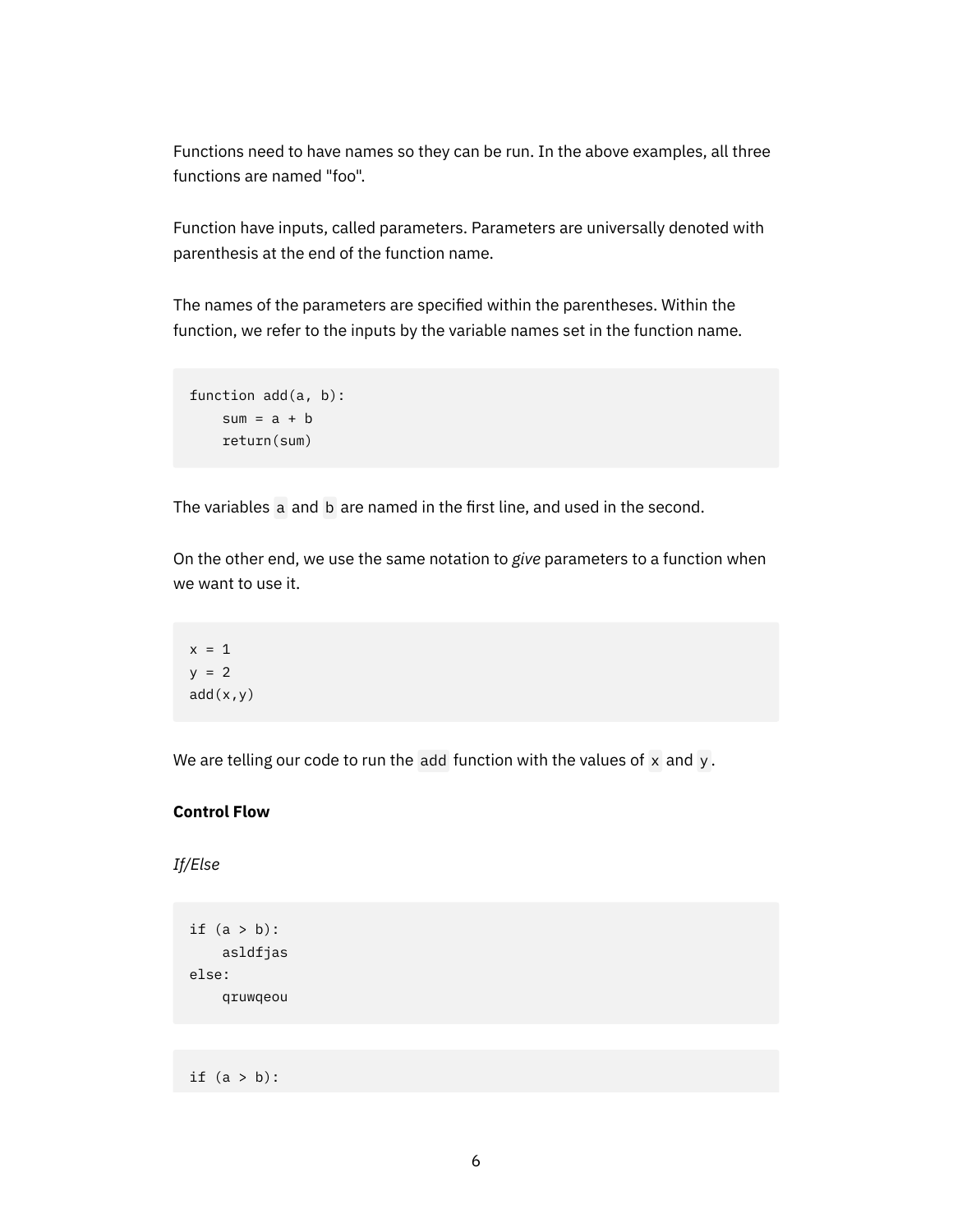Functions need to have names so they can be run. In the above examples, all three functions are named "foo".

Function have inputs, called parameters. Parameters are universally denoted with parenthesis at the end of the function name.

The names of the parameters are specified within the parentheses. Within the function, we refer to the inputs by the variable names set in the function name.

```
function add(a, b):
    sum = a + b
    return(sum)
```

The variables `a` and `b` are named in the first line, and used in the second.

On the other end, we use the same notation to *give* parameters to a function when we want to use it.

```
x = 1
y = 2
add(x,y)
```

We are telling our code to run the `add` function with the values of `x` and `y`.

**Control Flow**

*If/Else*

```
if (a > b):
    asldfjas
else:
    qruwqeou
```

```
if (a > b):
```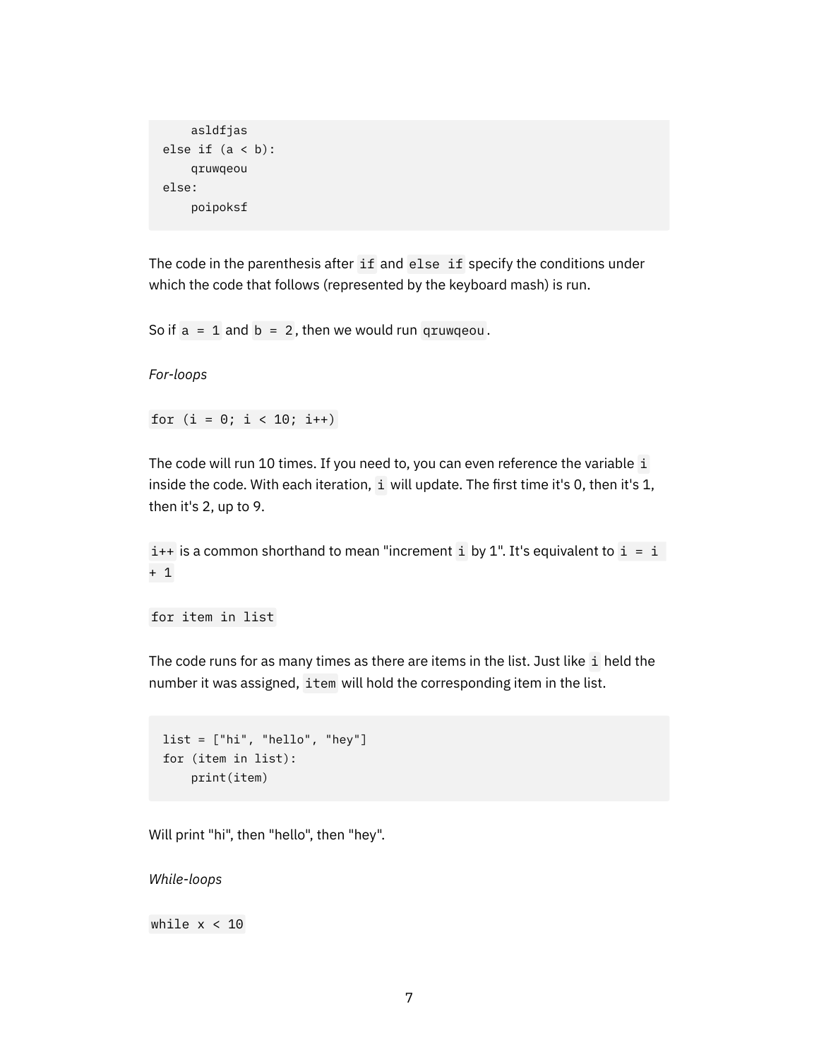```
    asldfjas
else if (a < b):
    qruwqeou
else:
    poipoksf
```

The code in the parenthesis after `if` and `else if` specify the conditions under which the code that follows (represented by the keyboard mash) is run.

So if `a = 1` and `b = 2`, then we would run `qruwqeou`.

*For-loops*

`for (i = 0; i < 10; i++)`

The code will run 10 times. If you need to, you can even reference the variable `i` inside the code. With each iteration, `i` will update. The first time it's 0, then it's 1, then it's 2, up to 9.

`i++` is a common shorthand to mean "increment `i` by 1". It's equivalent to `i = i + 1`

`for item in list`

The code runs for as many times as there are items in the list. Just like `i` held the number it was assigned, `item` will hold the corresponding item in the list.

```
list = ["hi", "hello", "hey"]
for (item in list):
    print(item)
```

Will print "hi", then "hello", then "hey".

*While-loops*

`while x < 10`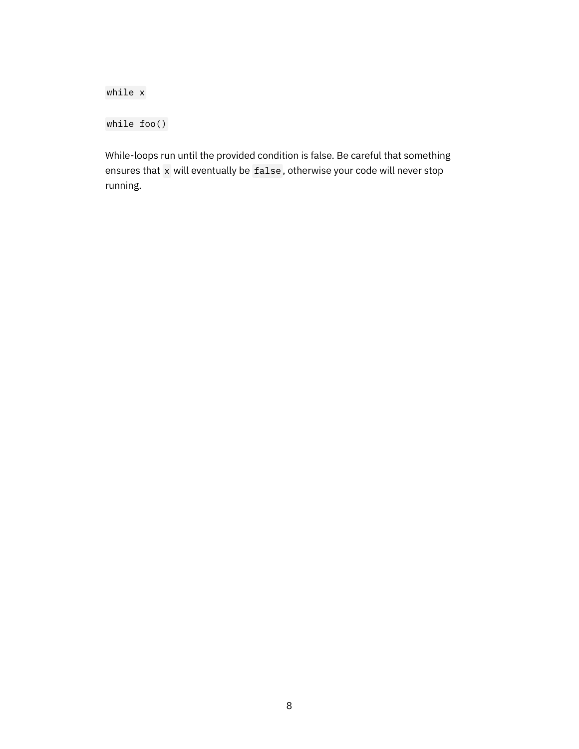`while x`

`while foo()`

While-loops run until the provided condition is false. Be careful that something ensures that `x` will eventually be `false`, otherwise your code will never stop running.